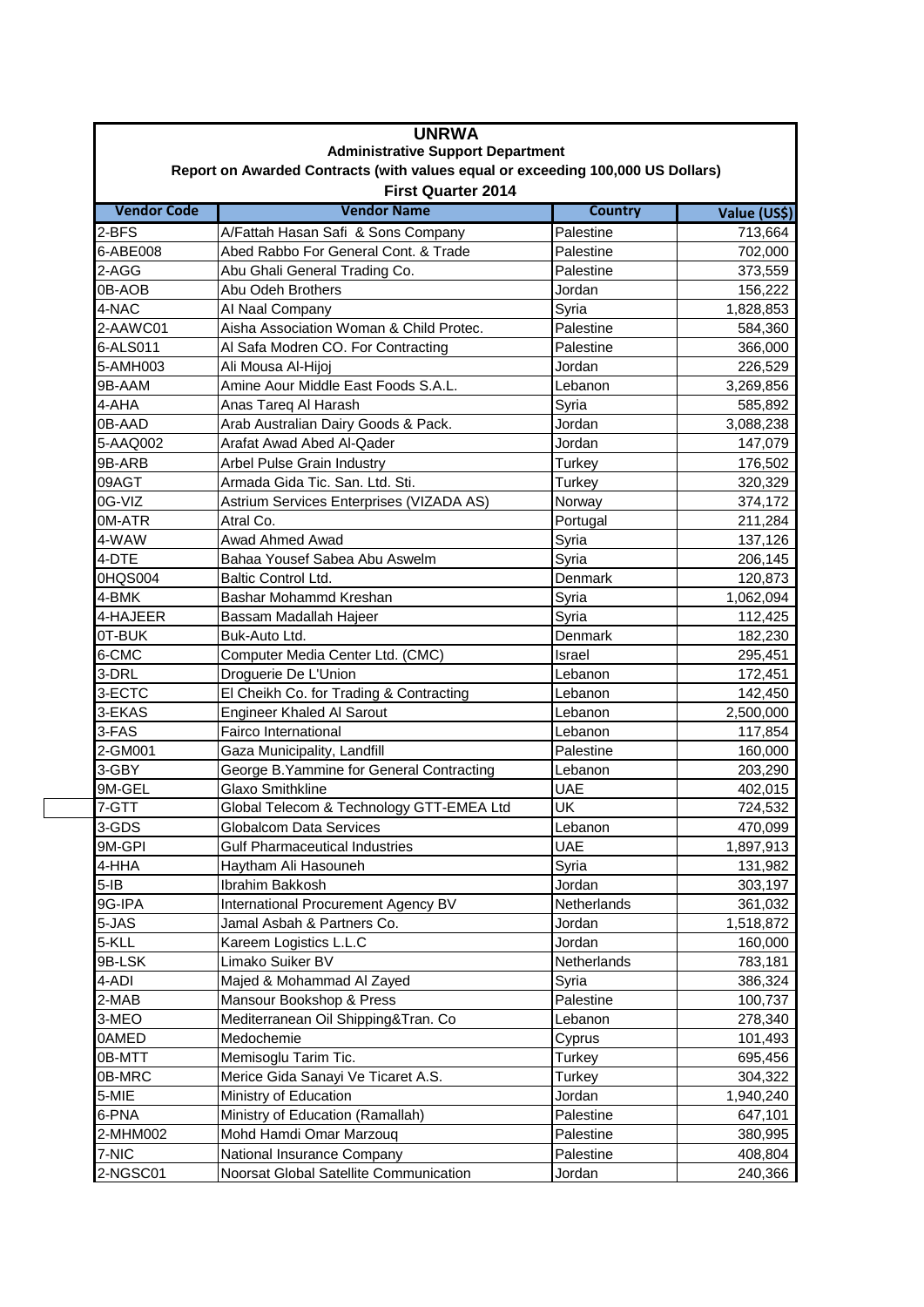# UNRWA

## Administrative Support Department

### Report on Awarded Contracts (with values equal or exceeding 100,000 US Dollars)

### First Quarter 2014

| Vendor Code | Vendor Name | Country | Value (US$) |
|---|---|---|---|
| 2-BFS | A/Fattah Hasan Safi & Sons Company | Palestine | 713,664 |
| 6-ABE008 | Abed Rabbo For General Cont. & Trade | Palestine | 702,000 |
| 2-AGG | Abu Ghali General Trading Co. | Palestine | 373,559 |
| 0B-AOB | Abu Odeh Brothers | Jordan | 156,222 |
| 4-NAC | Al Naal Company | Syria | 1,828,853 |
| 2-AAWC01 | Aisha Association Woman & Child Protec. | Palestine | 584,360 |
| 6-ALS011 | Al Safa Modren CO. For Contracting | Palestine | 366,000 |
| 5-AMH003 | Ali Mousa Al-Hijoj | Jordan | 226,529 |
| 9B-AAM | Amine Aour Middle East Foods S.A.L. | Lebanon | 3,269,856 |
| 4-AHA | Anas Tareq Al Harash | Syria | 585,892 |
| 0B-AAD | Arab Australian Dairy Goods & Pack. | Jordan | 3,088,238 |
| 5-AAQ002 | Arafat Awad Abed Al-Qader | Jordan | 147,079 |
| 9B-ARB | Arbel Pulse Grain Industry | Turkey | 176,502 |
| 09AGT | Armada Gida Tic. San. Ltd. Sti. | Turkey | 320,329 |
| 0G-VIZ | Astrium Services Enterprises (VIZADA AS) | Norway | 374,172 |
| 0M-ATR | Atral Co. | Portugal | 211,284 |
| 4-WAW | Awad Ahmed Awad | Syria | 137,126 |
| 4-DTE | Bahaa Yousef Sabea Abu Aswelm | Syria | 206,145 |
| 0HQS004 | Baltic Control Ltd. | Denmark | 120,873 |
| 4-BMK | Bashar Mohammd Kreshan | Syria | 1,062,094 |
| 4-HAJEER | Bassam Madallah Hajeer | Syria | 112,425 |
| 0T-BUK | Buk-Auto Ltd. | Denmark | 182,230 |
| 6-CMC | Computer Media Center Ltd. (CMC) | Israel | 295,451 |
| 3-DRL | Droguerie De L'Union | Lebanon | 172,451 |
| 3-ECTC | El Cheikh Co. for Trading & Contracting | Lebanon | 142,450 |
| 3-EKAS | Engineer Khaled Al Sarout | Lebanon | 2,500,000 |
| 3-FAS | Fairco International | Lebanon | 117,854 |
| 2-GM001 | Gaza Municipality, Landfill | Palestine | 160,000 |
| 3-GBY | George B.Yammine for General Contracting | Lebanon | 203,290 |
| 9M-GEL | Glaxo Smithkline | UAE | 402,015 |
| 7-GTT | Global Telecom & Technology GTT-EMEA Ltd | UK | 724,532 |
| 3-GDS | Globalcom Data Services | Lebanon | 470,099 |
| 9M-GPI | Gulf Pharmaceutical Industries | UAE | 1,897,913 |
| 4-HHA | Haytham Ali Hasouneh | Syria | 131,982 |
| 5-IB | Ibrahim Bakkosh | Jordan | 303,197 |
| 9G-IPA | International Procurement Agency BV | Netherlands | 361,032 |
| 5-JAS | Jamal Asbah & Partners Co. | Jordan | 1,518,872 |
| 5-KLL | Kareem Logistics L.L.C | Jordan | 160,000 |
| 9B-LSK | Limako Suiker BV | Netherlands | 783,181 |
| 4-ADI | Majed & Mohammad Al Zayed | Syria | 386,324 |
| 2-MAB | Mansour Bookshop & Press | Palestine | 100,737 |
| 3-MEO | Mediterranean Oil Shipping&Tran. Co | Lebanon | 278,340 |
| 0AMED | Medochemie | Cyprus | 101,493 |
| 0B-MTT | Memisoglu Tarim Tic. | Turkey | 695,456 |
| 0B-MRC | Merice Gida Sanayi Ve Ticaret A.S. | Turkey | 304,322 |
| 5-MIE | Ministry of Education | Jordan | 1,940,240 |
| 6-PNA | Ministry of Education (Ramallah) | Palestine | 647,101 |
| 2-MHM002 | Mohd Hamdi Omar Marzouq | Palestine | 380,995 |
| 7-NIC | National Insurance Company | Palestine | 408,804 |
| 2-NGSC01 | Noorsat Global Satellite Communication | Jordan | 240,366 |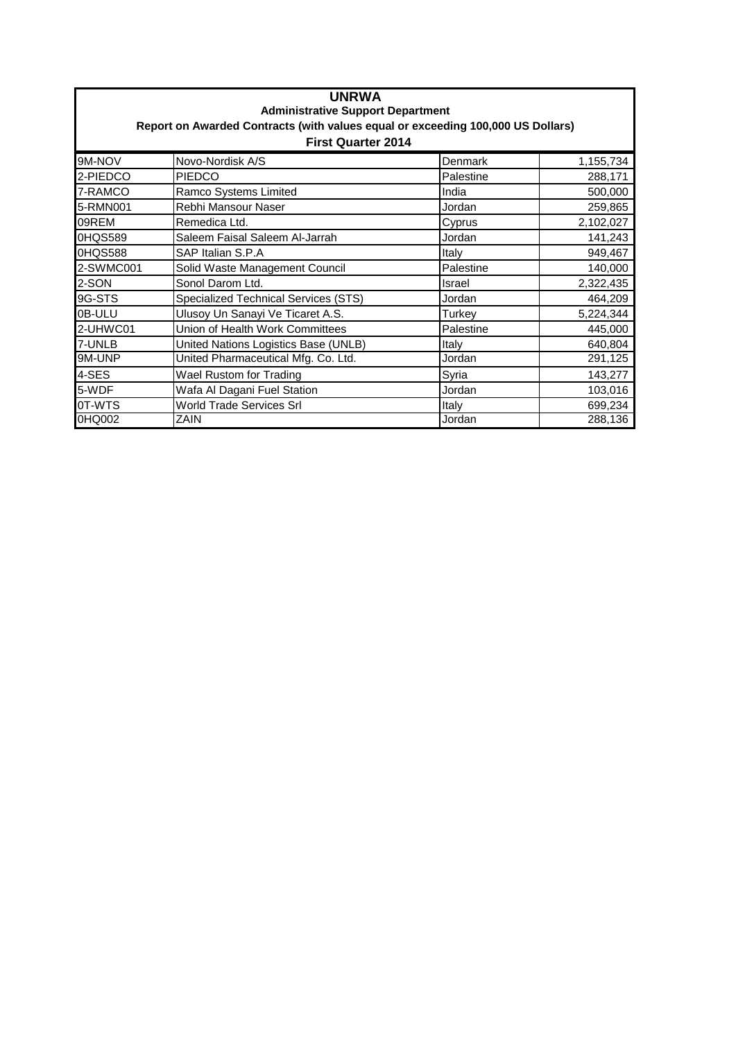**UNRWA**

**Administrative Support Department**

**Report on Awarded Contracts (with values equal or exceeding 100,000 US Dollars)**

**First Quarter 2014**

| | | | |
|---|---|---|---|
| 9M-NOV | Novo-Nordisk A/S | Denmark | 1,155,734 |
| 2-PIEDCO | PIEDCO | Palestine | 288,171 |
| 7-RAMCO | Ramco Systems Limited | India | 500,000 |
| 5-RMN001 | Rebhi Mansour Naser | Jordan | 259,865 |
| 09REM | Remedica Ltd. | Cyprus | 2,102,027 |
| 0HQS589 | Saleem Faisal Saleem Al-Jarrah | Jordan | 141,243 |
| 0HQS588 | SAP Italian S.P.A | Italy | 949,467 |
| 2-SWMC001 | Solid Waste Management Council | Palestine | 140,000 |
| 2-SON | Sonol Darom Ltd. | Israel | 2,322,435 |
| 9G-STS | Specialized Technical Services (STS) | Jordan | 464,209 |
| 0B-ULU | Ulusoy Un Sanayi Ve Ticaret A.S. | Turkey | 5,224,344 |
| 2-UHWC01 | Union of Health Work Committees | Palestine | 445,000 |
| 7-UNLB | United Nations Logistics Base (UNLB) | Italy | 640,804 |
| 9M-UNP | United Pharmaceutical Mfg. Co. Ltd. | Jordan | 291,125 |
| 4-SES | Wael Rustom for Trading | Syria | 143,277 |
| 5-WDF | Wafa Al Dagani Fuel Station | Jordan | 103,016 |
| 0T-WTS | World Trade Services Srl | Italy | 699,234 |
| 0HQ002 | ZAIN | Jordan | 288,136 |